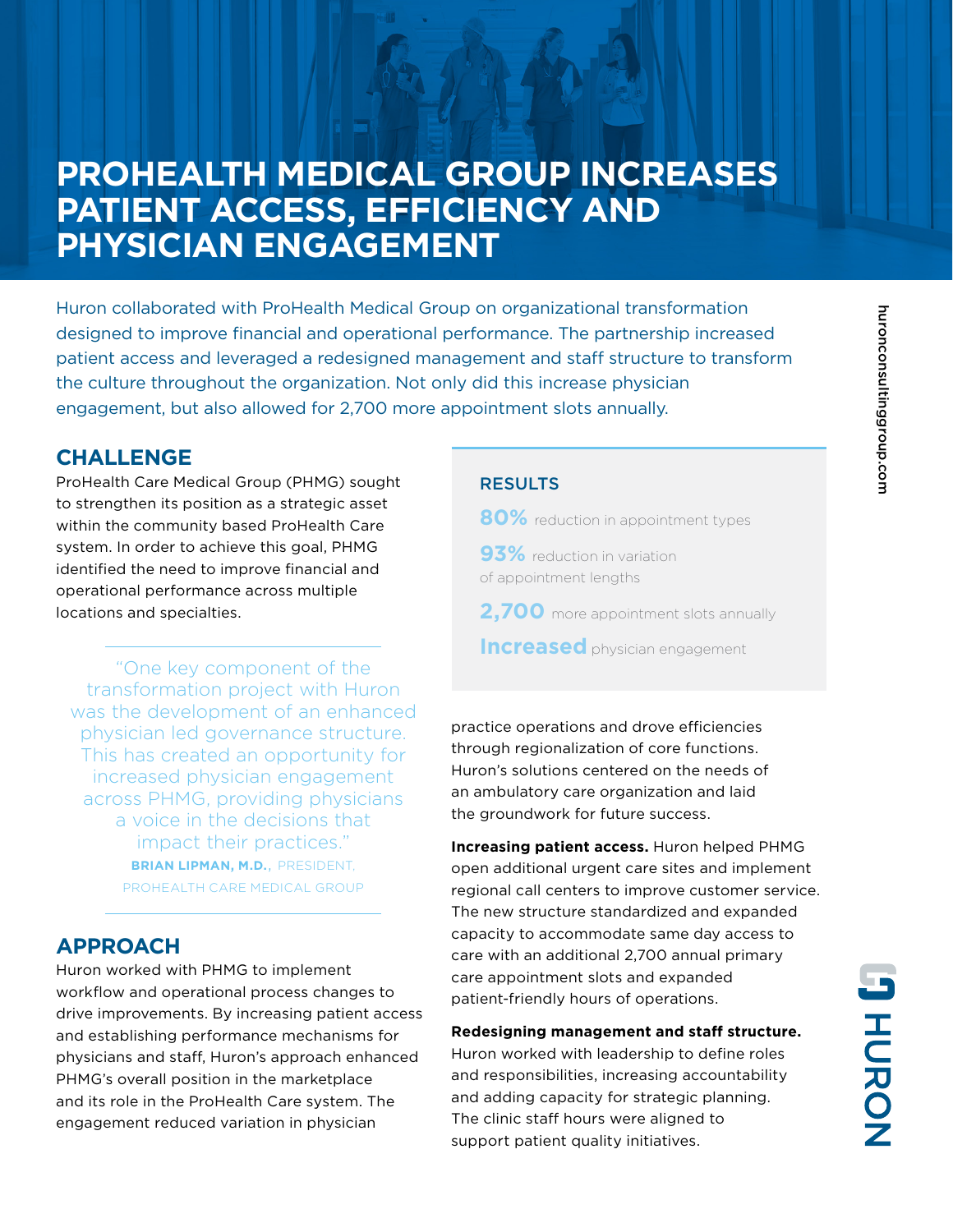# PROHEALTH MEDICAL GROUP INCREASES PATIENT ACCESS, EFFICIENCY AND PHYSICIAN ENGAGEMENT

Huron collaborated with ProHealth Medical Group on organizational transformation designed to improve financial and operational performance. The partnership increased patient access and leveraged a redesigned management and staff structure to transform the culture throughout the organization. Not only did this increase physician engagement, but also allowed for 2,700 more appointment slots annually.

## CHALLENGE

ProHealth Care Medical Group (PHMG) sought to strengthen its position as a strategic asset within the community based ProHealth Care system. In order to achieve this goal, PHMG identified the need to improve financial and operational performance across multiple locations and specialties.

> "One key component of the transformation project with Huron was the development of an enhanced physician led governance structure. This has created an opportunity for increased physician engagement across PHMG, providing physicians a voice in the decisions that impact their practices."
>
> **BRIAN LIPMAN, M.D.**, PRESIDENT, PROHEALTH CARE MEDICAL GROUP

## APPROACH

Huron worked with PHMG to implement workflow and operational process changes to drive improvements. By increasing patient access and establishing performance mechanisms for physicians and staff, Huron's approach enhanced PHMG's overall position in the marketplace and its role in the ProHealth Care system. The engagement reduced variation in physician practice operations and drove efficiencies through regionalization of core functions. Huron's solutions centered on the needs of an ambulatory care organization and laid the groundwork for future success.

**Increasing patient access.** Huron helped PHMG open additional urgent care sites and implement regional call centers to improve customer service. The new structure standardized and expanded capacity to accommodate same day access to care with an additional 2,700 annual primary care appointment slots and expanded patient-friendly hours of operations.

**Redesigning management and staff structure.** Huron worked with leadership to define roles and responsibilities, increasing accountability and adding capacity for strategic planning. The clinic staff hours were aligned to support patient quality initiatives.

## RESULTS

**80%** reduction in appointment types

**93%** reduction in variation of appointment lengths

**2,700** more appointment slots annually

**Increased** physician engagement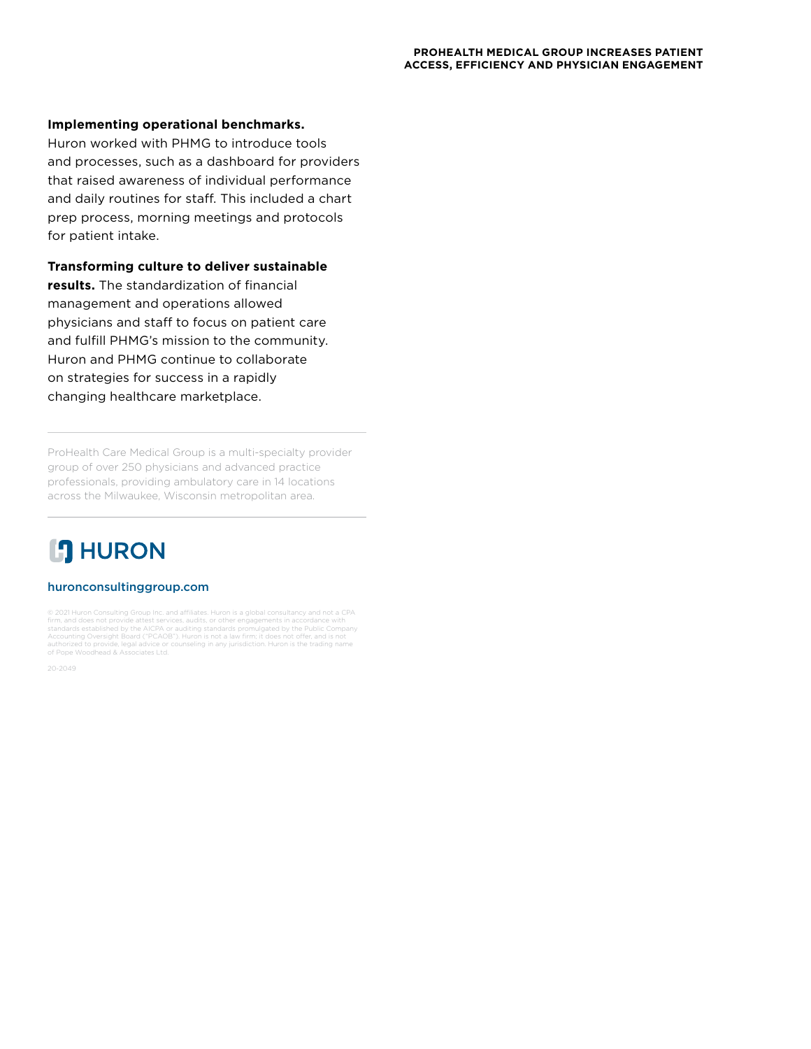**Implementing operational benchmarks.** Huron worked with PHMG to introduce tools and processes, such as a dashboard for providers that raised awareness of individual performance and daily routines for staff. This included a chart prep process, morning meetings and protocols for patient intake.

**Transforming culture to deliver sustainable results.** The standardization of financial management and operations allowed physicians and staff to focus on patient care and fulfill PHMG's mission to the community. Huron and PHMG continue to collaborate on strategies for success in a rapidly changing healthcare marketplace.

---

ProHealth Care Medical Group is a multi-specialty provider group of over 250 physicians and advanced practice professionals, providing ambulatory care in 14 locations across the Milwaukee, Wisconsin metropolitan area.

---

HURON

huronconsultinggroup.com

© 2021 Huron Consulting Group Inc. and affiliates. Huron is a global consultancy and not a CPA firm, and does not provide attest services, audits, or other engagements in accordance with standards established by the AICPA or auditing standards promulgated by the Public Company Accounting Oversight Board ("PCAOB"). Huron is not a law firm; it does not offer, and is not authorized to provide, legal advice or counseling in any jurisdiction. Huron is the trading name of Pope Woodhead & Associates Ltd.

20-2049